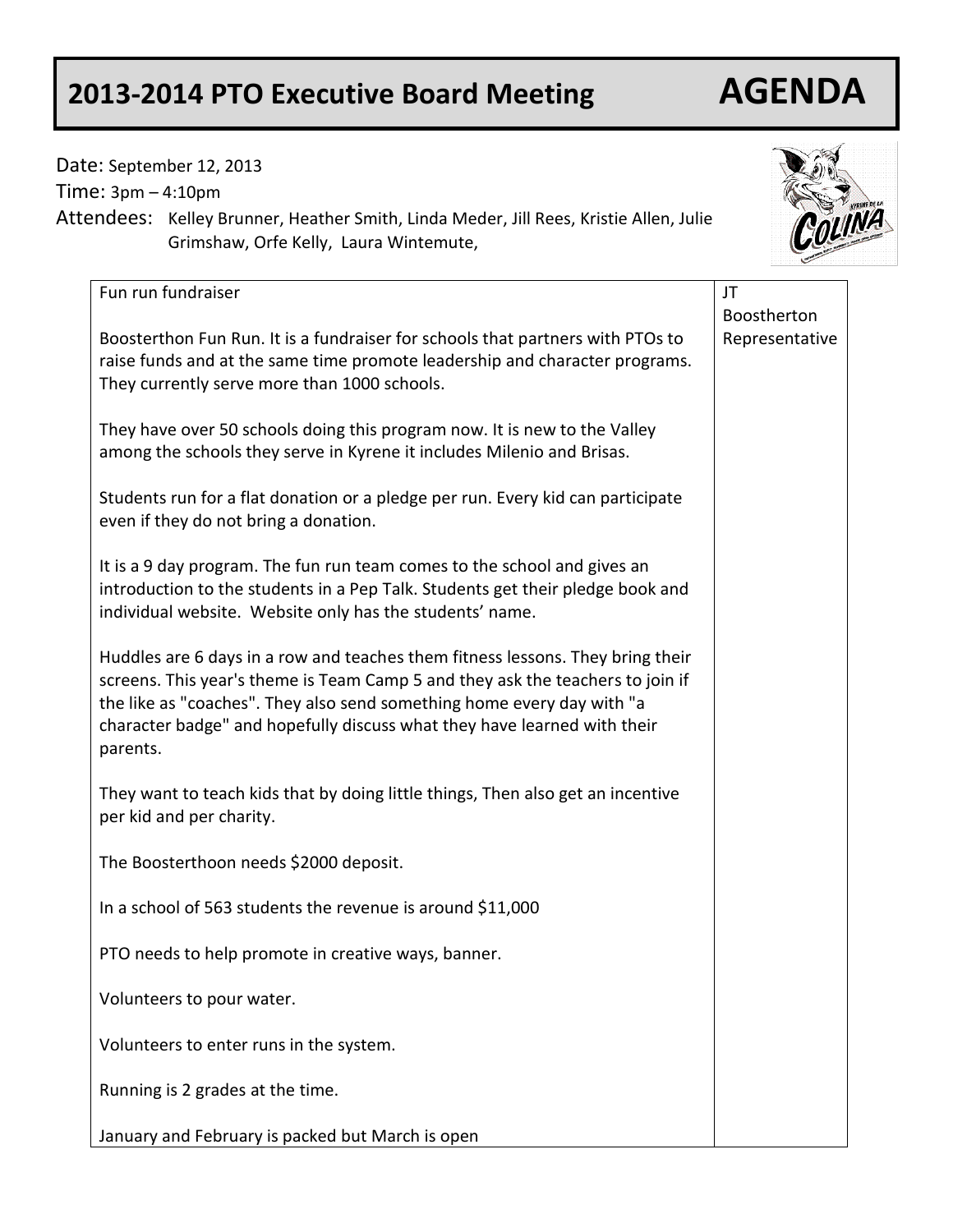# 2013-2014 PTO Executive Board Meeting AGENDA

Date: September 12, 2013

Time: 3pm – 4:10pm

Attendees: Kelley Brunner, Heather Smith, Linda Meder, Jill Rees, Kristie Allen, Julie Grimshaw, Orfe Kelly, Laura Wintemute,

| | |
|---|---|
| Fun run fundraiser<br><br>Boosterthon Fun Run. It is a fundraiser for schools that partners with PTOs to raise funds and at the same time promote leadership and character programs. They currently serve more than 1000 schools.<br><br>They have over 50 schools doing this program now. It is new to the Valley among the schools they serve in Kyrene it includes Milenio and Brisas.<br><br>Students run for a flat donation or a pledge per run. Every kid can participate even if they do not bring a donation.<br><br>It is a 9 day program. The fun run team comes to the school and gives an introduction to the students in a Pep Talk. Students get their pledge book and individual website. Website only has the students' name.<br><br>Huddles are 6 days in a row and teaches them fitness lessons. They bring their screens. This year's theme is Team Camp 5 and they ask the teachers to join if the like as "coaches". They also send something home every day with "a character badge" and hopefully discuss what they have learned with their parents.<br><br>They want to teach kids that by doing little things, Then also get an incentive per kid and per charity.<br><br>The Boosterthoon needs $2000 deposit.<br><br>In a school of 563 students the revenue is around $11,000<br><br>PTO needs to help promote in creative ways, banner.<br><br>Volunteers to pour water.<br><br>Volunteers to enter runs in the system.<br><br>Running is 2 grades at the time.<br><br>January and February is packed but March is open | JT Boostherton Representative |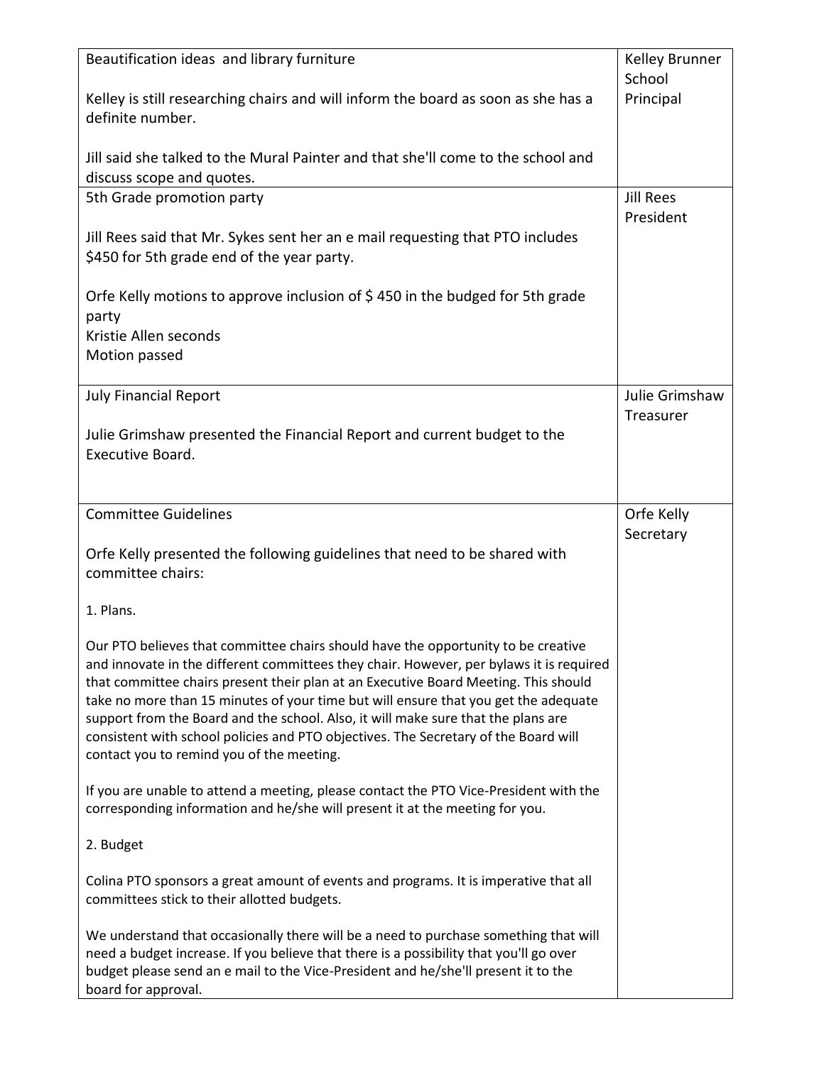| | |
|---|---|
| Beautification ideas and library furniture<br><br>Kelley is still researching chairs and will inform the board as soon as she has a definite number.<br><br>Jill said she talked to the Mural Painter and that she'll come to the school and discuss scope and quotes. | Kelley Brunner School Principal |
| 5th Grade promotion party<br><br>Jill Rees said that Mr. Sykes sent her an e mail requesting that PTO includes $450 for 5th grade end of the year party.<br><br>Orfe Kelly motions to approve inclusion of $ 450 in the budged for 5th grade party<br>Kristie Allen seconds<br>Motion passed | Jill Rees President |
| July Financial Report<br><br>Julie Grimshaw presented the Financial Report and current budget to the Executive Board. | Julie Grimshaw Treasurer |
| Committee Guidelines<br><br>Orfe Kelly presented the following guidelines that need to be shared with committee chairs:<br><br>1. Plans.<br><br>Our PTO believes that committee chairs should have the opportunity to be creative and innovate in the different committees they chair. However, per bylaws it is required that committee chairs present their plan at an Executive Board Meeting. This should take no more than 15 minutes of your time but will ensure that you get the adequate support from the Board and the school. Also, it will make sure that the plans are consistent with school policies and PTO objectives. The Secretary of the Board will contact you to remind you of the meeting.<br><br>If you are unable to attend a meeting, please contact the PTO Vice-President with the corresponding information and he/she will present it at the meeting for you.<br><br>2. Budget<br><br>Colina PTO sponsors a great amount of events and programs. It is imperative that all committees stick to their allotted budgets.<br><br>We understand that occasionally there will be a need to purchase something that will need a budget increase. If you believe that there is a possibility that you'll go over budget please send an e mail to the Vice-President and he/she'll present it to the board for approval. | Orfe Kelly Secretary |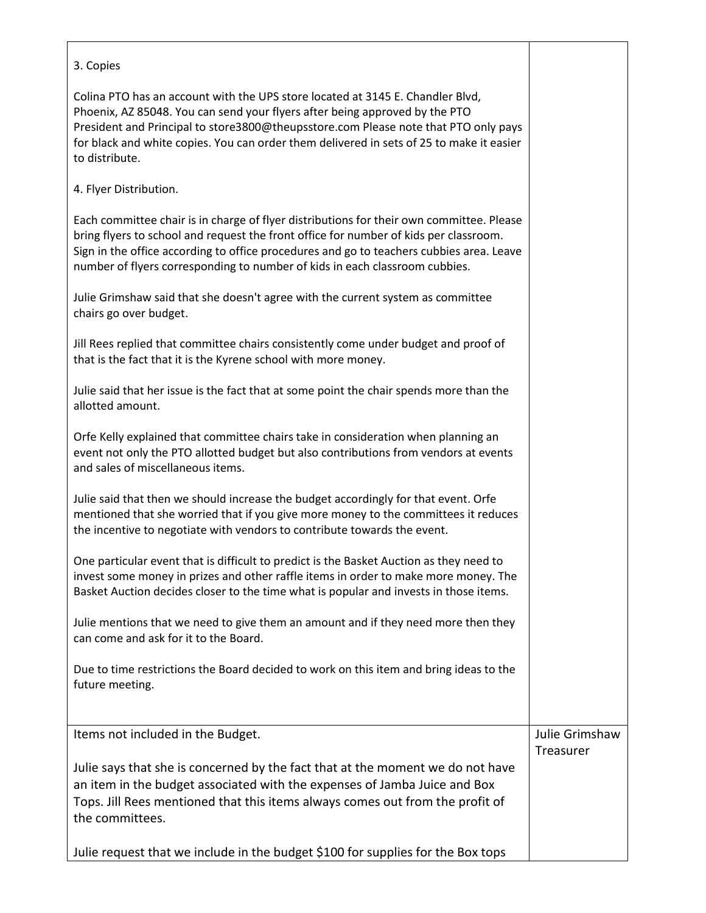| | |
|---|---|
| 3. Copies<br><br>Colina PTO has an account with the UPS store located at 3145 E. Chandler Blvd, Phoenix, AZ 85048. You can send your flyers after being approved by the PTO President and Principal to store3800@theupsstore.com Please note that PTO only pays for black and white copies. You can order them delivered in sets of 25 to make it easier to distribute.<br><br>4. Flyer Distribution.<br><br>Each committee chair is in charge of flyer distributions for their own committee. Please bring flyers to school and request the front office for number of kids per classroom. Sign in the office according to office procedures and go to teachers cubbies area. Leave number of flyers corresponding to number of kids in each classroom cubbies.<br><br>Julie Grimshaw said that she doesn't agree with the current system as committee chairs go over budget.<br><br>Jill Rees replied that committee chairs consistently come under budget and proof of that is the fact that it is the Kyrene school with more money.<br><br>Julie said that her issue is the fact that at some point the chair spends more than the allotted amount.<br><br>Orfe Kelly explained that committee chairs take in consideration when planning an event not only the PTO allotted budget but also contributions from vendors at events and sales of miscellaneous items.<br><br>Julie said that then we should increase the budget accordingly for that event. Orfe mentioned that she worried that if you give more money to the committees it reduces the incentive to negotiate with vendors to contribute towards the event.<br><br>One particular event that is difficult to predict is the Basket Auction as they need to invest some money in prizes and other raffle items in order to make more money. The Basket Auction decides closer to the time what is popular and invests in those items.<br><br>Julie mentions that we need to give them an amount and if they need more then they can come and ask for it to the Board.<br><br>Due to time restrictions the Board decided to work on this item and bring ideas to the future meeting. | |
| Items not included in the Budget.<br><br>Julie says that she is concerned by the fact that at the moment we do not have an item in the budget associated with the expenses of Jamba Juice and Box Tops. Jill Rees mentioned that this items always comes out from the profit of the committees.<br><br>Julie request that we include in the budget $100 for supplies for the Box tops | Julie Grimshaw Treasurer |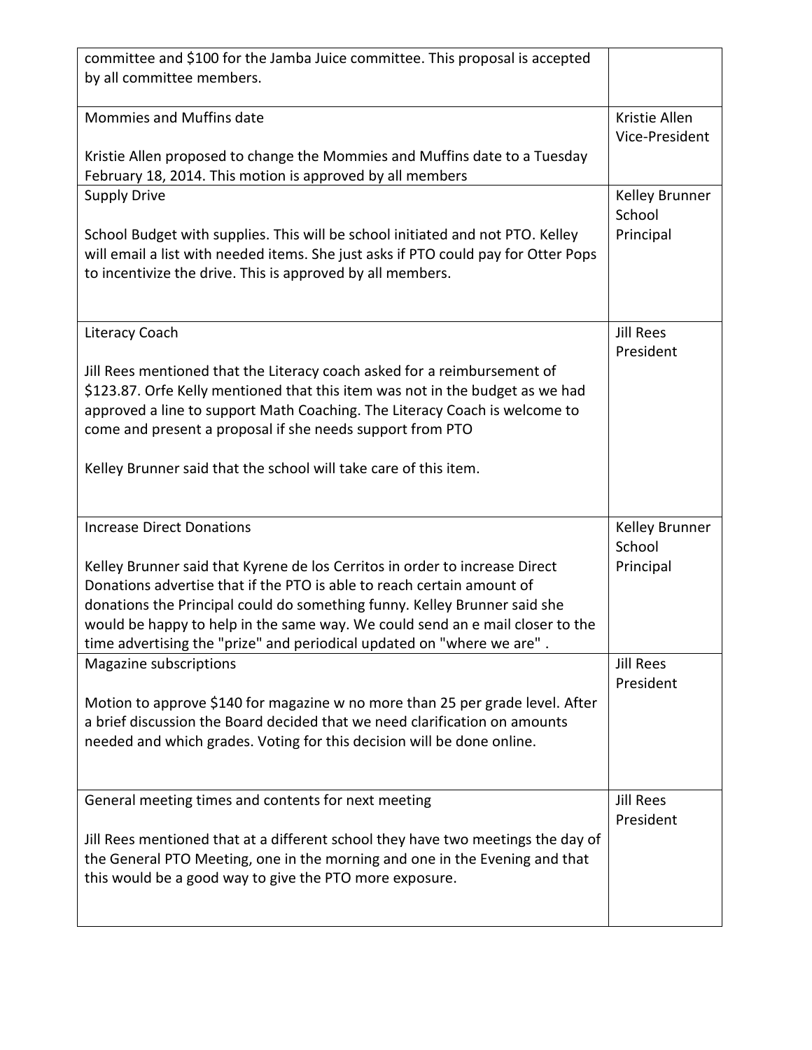| | |
|---|---|
| committee and $100 for the Jamba Juice committee. This proposal is accepted by all committee members. | |
| Mommies and Muffins date<br><br>Kristie Allen proposed to change the Mommies and Muffins date to a Tuesday February 18, 2014. This motion is approved by all members | Kristie Allen Vice-President |
| Supply Drive<br><br>School Budget with supplies. This will be school initiated and not PTO. Kelley will email a list with needed items. She just asks if PTO could pay for Otter Pops to incentivize the drive. This is approved by all members. | Kelley Brunner School Principal |
| Literacy Coach<br><br>Jill Rees mentioned that the Literacy coach asked for a reimbursement of $123.87. Orfe Kelly mentioned that this item was not in the budget as we had approved a line to support Math Coaching. The Literacy Coach is welcome to come and present a proposal if she needs support from PTO<br><br>Kelley Brunner said that the school will take care of this item. | Jill Rees President |
| Increase Direct Donations<br><br>Kelley Brunner said that Kyrene de los Cerritos in order to increase Direct Donations advertise that if the PTO is able to reach certain amount of donations the Principal could do something funny. Kelley Brunner said she would be happy to help in the same way. We could send an e mail closer to the time advertising the "prize" and periodical updated on "where we are" . | Kelley Brunner School Principal |
| Magazine subscriptions<br><br>Motion to approve $140 for magazine w no more than 25 per grade level. After a brief discussion the Board decided that we need clarification on amounts needed and which grades. Voting for this decision will be done online. | Jill Rees President |
| General meeting times and contents for next meeting<br><br>Jill Rees mentioned that at a different school they have two meetings the day of the General PTO Meeting, one in the morning and one in the Evening and that this would be a good way to give the PTO more exposure. | Jill Rees President |